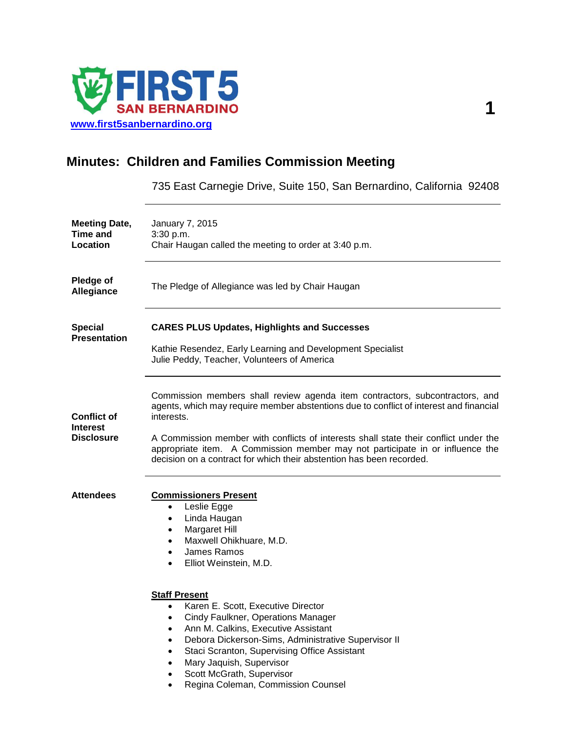**FIRST 5 SAN BERNARDINO**

www.first5sanbernardino.org

# Minutes: Children and Families Commission Meeting

735 East Carnegie Drive, Suite 150, San Bernardino, California 92408

**Meeting Date, Time and Location**

January 7, 2015
3:30 p.m.
Chair Haugan called the meeting to order at 3:40 p.m.

**Pledge of Allegiance**

The Pledge of Allegiance was led by Chair Haugan

**Special Presentation**

**CARES PLUS Updates, Highlights and Successes**

Kathie Resendez, Early Learning and Development Specialist
Julie Peddy, Teacher, Volunteers of America

**Conflict of Interest Disclosure**

Commission members shall review agenda item contractors, subcontractors, and agents, which may require member abstentions due to conflict of interest and financial interests.

A Commission member with conflicts of interests shall state their conflict under the appropriate item. A Commission member may not participate in or influence the decision on a contract for which their abstention has been recorded.

**Attendees**

**Commissioners Present**

- Leslie Egge
- Linda Haugan
- Margaret Hill
- Maxwell Ohikhuare, M.D.
- James Ramos
- Elliot Weinstein, M.D.

**Staff Present**

- Karen E. Scott, Executive Director
- Cindy Faulkner, Operations Manager
- Ann M. Calkins, Executive Assistant
- Debora Dickerson-Sims, Administrative Supervisor II
- Staci Scranton, Supervising Office Assistant
- Mary Jaquish, Supervisor
- Scott McGrath, Supervisor
- Regina Coleman, Commission Counsel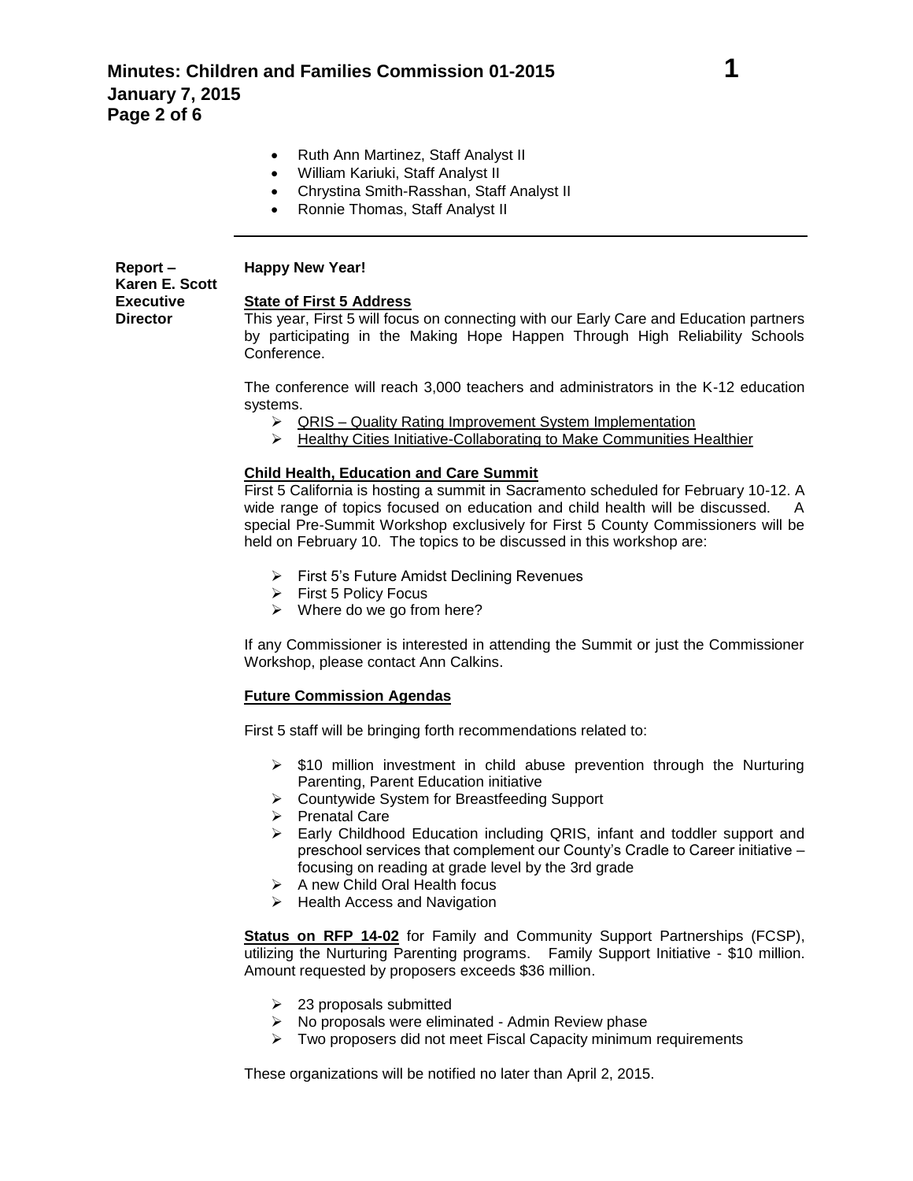- Ruth Ann Martinez, Staff Analyst II
- William Kariuki, Staff Analyst II
- Chrystina Smith-Rasshan, Staff Analyst II
- Ronnie Thomas, Staff Analyst II

---

**Report – Karen E. Scott Executive Director**

**Happy New Year!**

**State of First 5 Address**

This year, First 5 will focus on connecting with our Early Care and Education partners by participating in the Making Hope Happen Through High Reliability Schools Conference.

The conference will reach 3,000 teachers and administrators in the K-12 education systems.

- QRIS – Quality Rating Improvement System Implementation
- Healthy Cities Initiative-Collaborating to Make Communities Healthier

**Child Health, Education and Care Summit**

First 5 California is hosting a summit in Sacramento scheduled for February 10-12. A wide range of topics focused on education and child health will be discussed. A special Pre-Summit Workshop exclusively for First 5 County Commissioners will be held on February 10. The topics to be discussed in this workshop are:

- First 5's Future Amidst Declining Revenues
- First 5 Policy Focus
- Where do we go from here?

If any Commissioner is interested in attending the Summit or just the Commissioner Workshop, please contact Ann Calkins.

**Future Commission Agendas**

First 5 staff will be bringing forth recommendations related to:

- $10 million investment in child abuse prevention through the Nurturing Parenting, Parent Education initiative
- Countywide System for Breastfeeding Support
- Prenatal Care
- Early Childhood Education including QRIS, infant and toddler support and preschool services that complement our County's Cradle to Career initiative – focusing on reading at grade level by the 3rd grade
- A new Child Oral Health focus
- Health Access and Navigation

**Status on RFP 14-02** for Family and Community Support Partnerships (FCSP), utilizing the Nurturing Parenting programs. Family Support Initiative - $10 million. Amount requested by proposers exceeds $36 million.

- 23 proposals submitted
- No proposals were eliminated - Admin Review phase
- Two proposers did not meet Fiscal Capacity minimum requirements

These organizations will be notified no later than April 2, 2015.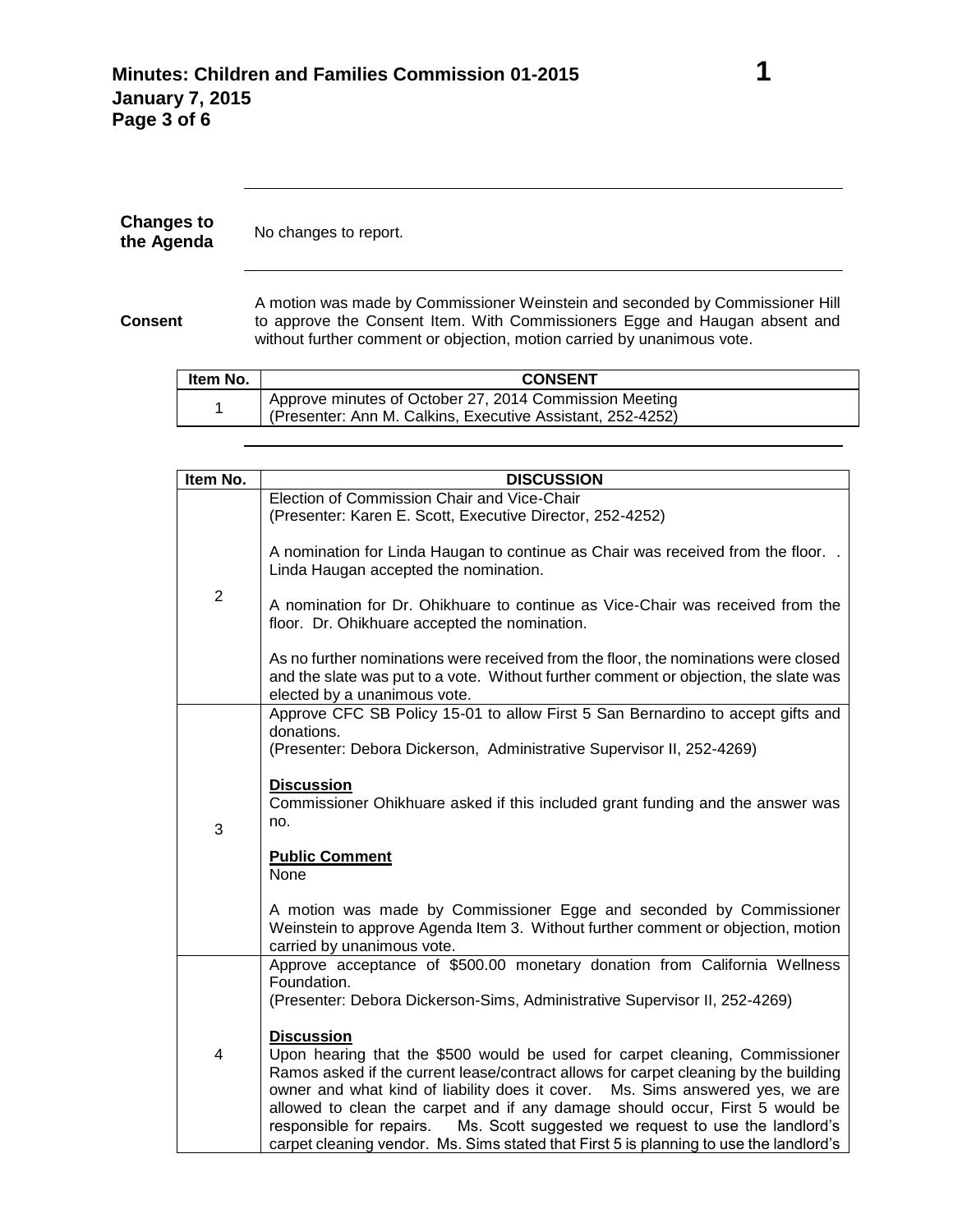**Changes to the Agenda**

No changes to report.

**Consent**

A motion was made by Commissioner Weinstein and seconded by Commissioner Hill to approve the Consent Item. With Commissioners Egge and Haugan absent and without further comment or objection, motion carried by unanimous vote.

| Item No. | CONSENT |
|---|---|
| 1 | Approve minutes of October 27, 2014 Commission Meeting<br>(Presenter: Ann M. Calkins, Executive Assistant, 252-4252) |

| Item No. | DISCUSSION |
|---|---|
| 2 | Election of Commission Chair and Vice-Chair<br>(Presenter: Karen E. Scott, Executive Director, 252-4252)<br><br>A nomination for Linda Haugan to continue as Chair was received from the floor. . Linda Haugan accepted the nomination.<br><br>A nomination for Dr. Ohikhuare to continue as Vice-Chair was received from the floor. Dr. Ohikhuare accepted the nomination.<br><br>As no further nominations were received from the floor, the nominations were closed and the slate was put to a vote. Without further comment or objection, the slate was elected by a unanimous vote. |
| 3 | Approve CFC SB Policy 15-01 to allow First 5 San Bernardino to accept gifts and donations.<br>(Presenter: Debora Dickerson, Administrative Supervisor II, 252-4269)<br><br>**Discussion**<br>Commissioner Ohikhuare asked if this included grant funding and the answer was no.<br><br>**Public Comment**<br>None<br><br>A motion was made by Commissioner Egge and seconded by Commissioner Weinstein to approve Agenda Item 3. Without further comment or objection, motion carried by unanimous vote. |
| 4 | Approve acceptance of $500.00 monetary donation from California Wellness Foundation.<br>(Presenter: Debora Dickerson-Sims, Administrative Supervisor II, 252-4269)<br><br>**Discussion**<br>Upon hearing that the $500 would be used for carpet cleaning, Commissioner Ramos asked if the current lease/contract allows for carpet cleaning by the building owner and what kind of liability does it cover. Ms. Sims answered yes, we are allowed to clean the carpet and if any damage should occur, First 5 would be responsible for repairs. Ms. Scott suggested we request to use the landlord's carpet cleaning vendor. Ms. Sims stated that First 5 is planning to use the landlord's |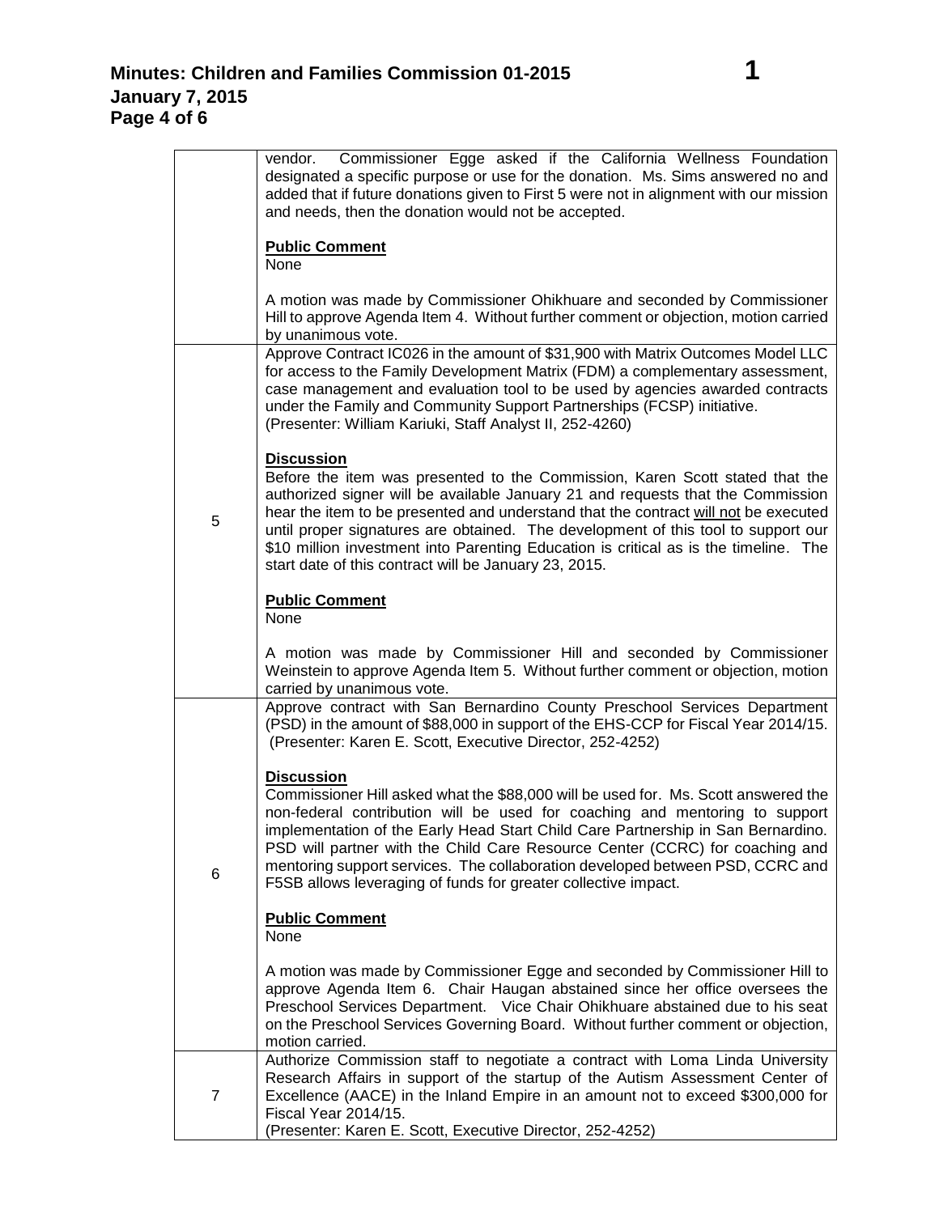| | |
|---|---|
| | vendor. Commissioner Egge asked if the California Wellness Foundation designated a specific purpose or use for the donation. Ms. Sims answered no and added that if future donations given to First 5 were not in alignment with our mission and needs, then the donation would not be accepted.<br><br>**Public Comment**<br>None<br><br>A motion was made by Commissioner Ohikhuare and seconded by Commissioner Hill to approve Agenda Item 4. Without further comment or objection, motion carried by unanimous vote. |
| 5 | Approve Contract IC026 in the amount of $31,900 with Matrix Outcomes Model LLC for access to the Family Development Matrix (FDM) a complementary assessment, case management and evaluation tool to be used by agencies awarded contracts under the Family and Community Support Partnerships (FCSP) initiative.<br>(Presenter: William Kariuki, Staff Analyst II, 252-4260)<br><br>**Discussion**<br>Before the item was presented to the Commission, Karen Scott stated that the authorized signer will be available January 21 and requests that the Commission hear the item to be presented and understand that the contract <u>will not</u> be executed until proper signatures are obtained. The development of this tool to support our $10 million investment into Parenting Education is critical as is the timeline. The start date of this contract will be January 23, 2015.<br><br>**Public Comment**<br>None<br><br>A motion was made by Commissioner Hill and seconded by Commissioner Weinstein to approve Agenda Item 5. Without further comment or objection, motion carried by unanimous vote. |
| 6 | Approve contract with San Bernardino County Preschool Services Department (PSD) in the amount of $88,000 in support of the EHS-CCP for Fiscal Year 2014/15.<br>(Presenter: Karen E. Scott, Executive Director, 252-4252)<br><br>**Discussion**<br>Commissioner Hill asked what the $88,000 will be used for. Ms. Scott answered the non-federal contribution will be used for coaching and mentoring to support implementation of the Early Head Start Child Care Partnership in San Bernardino. PSD will partner with the Child Care Resource Center (CCRC) for coaching and mentoring support services. The collaboration developed between PSD, CCRC and F5SB allows leveraging of funds for greater collective impact.<br><br>**Public Comment**<br>None<br><br>A motion was made by Commissioner Egge and seconded by Commissioner Hill to approve Agenda Item 6. Chair Haugan abstained since her office oversees the Preschool Services Department. Vice Chair Ohikhuare abstained due to his seat on the Preschool Services Governing Board. Without further comment or objection, motion carried. |
| 7 | Authorize Commission staff to negotiate a contract with Loma Linda University Research Affairs in support of the startup of the Autism Assessment Center of Excellence (AACE) in the Inland Empire in an amount not to exceed $300,000 for Fiscal Year 2014/15.<br>(Presenter: Karen E. Scott, Executive Director, 252-4252) |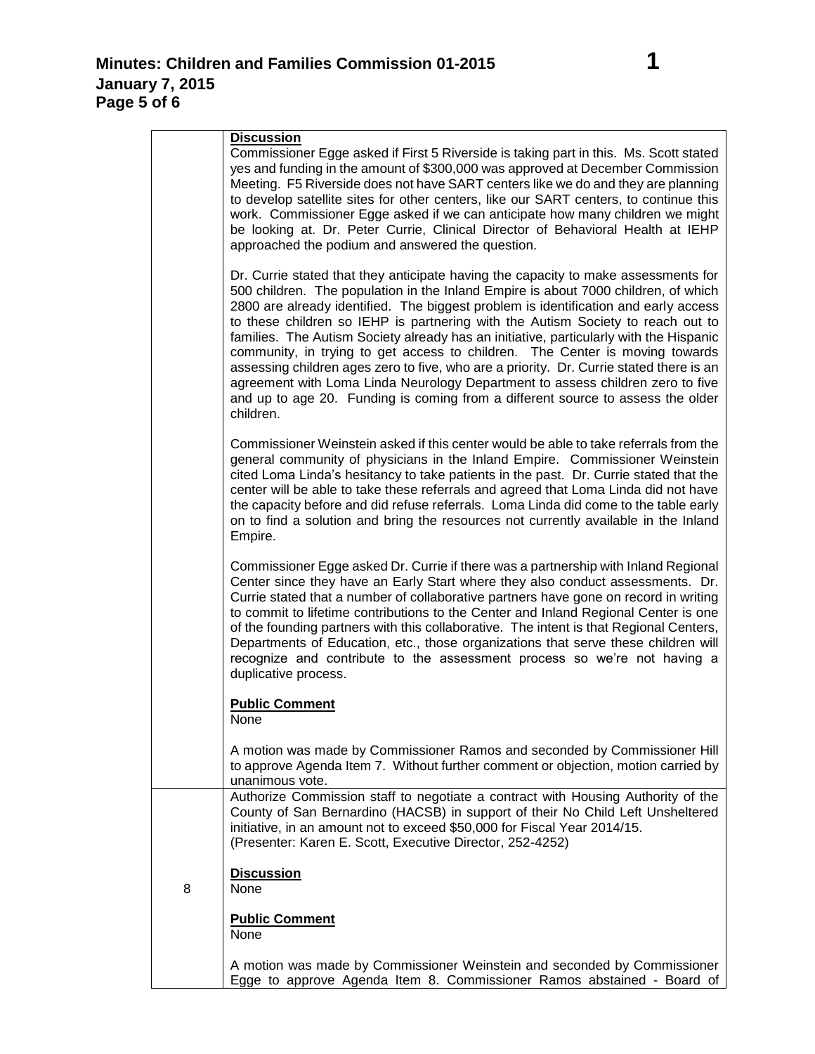| | |
|---|---|
| | **Discussion**<br>Commissioner Egge asked if First 5 Riverside is taking part in this. Ms. Scott stated yes and funding in the amount of $300,000 was approved at December Commission Meeting. F5 Riverside does not have SART centers like we do and they are planning to develop satellite sites for other centers, like our SART centers, to continue this work. Commissioner Egge asked if we can anticipate how many children we might be looking at. Dr. Peter Currie, Clinical Director of Behavioral Health at IEHP approached the podium and answered the question.<br><br>Dr. Currie stated that they anticipate having the capacity to make assessments for 500 children. The population in the Inland Empire is about 7000 children, of which 2800 are already identified. The biggest problem is identification and early access to these children so IEHP is partnering with the Autism Society to reach out to families. The Autism Society already has an initiative, particularly with the Hispanic community, in trying to get access to children. The Center is moving towards assessing children ages zero to five, who are a priority. Dr. Currie stated there is an agreement with Loma Linda Neurology Department to assess children zero to five and up to age 20. Funding is coming from a different source to assess the older children.<br><br>Commissioner Weinstein asked if this center would be able to take referrals from the general community of physicians in the Inland Empire. Commissioner Weinstein cited Loma Linda's hesitancy to take patients in the past. Dr. Currie stated that the center will be able to take these referrals and agreed that Loma Linda did not have the capacity before and did refuse referrals. Loma Linda did come to the table early on to find a solution and bring the resources not currently available in the Inland Empire.<br><br>Commissioner Egge asked Dr. Currie if there was a partnership with Inland Regional Center since they have an Early Start where they also conduct assessments. Dr. Currie stated that a number of collaborative partners have gone on record in writing to commit to lifetime contributions to the Center and Inland Regional Center is one of the founding partners with this collaborative. The intent is that Regional Centers, Departments of Education, etc., those organizations that serve these children will recognize and contribute to the assessment process so we're not having a duplicative process.<br><br>**Public Comment**<br>None<br><br>A motion was made by Commissioner Ramos and seconded by Commissioner Hill to approve Agenda Item 7. Without further comment or objection, motion carried by unanimous vote. |
| 8 | Authorize Commission staff to negotiate a contract with Housing Authority of the County of San Bernardino (HACSB) in support of their No Child Left Unsheltered initiative, in an amount not to exceed $50,000 for Fiscal Year 2014/15.<br>(Presenter: Karen E. Scott, Executive Director, 252-4252)<br><br>**Discussion**<br>None<br><br>**Public Comment**<br>None<br><br>A motion was made by Commissioner Weinstein and seconded by Commissioner Egge to approve Agenda Item 8. Commissioner Ramos abstained - Board of |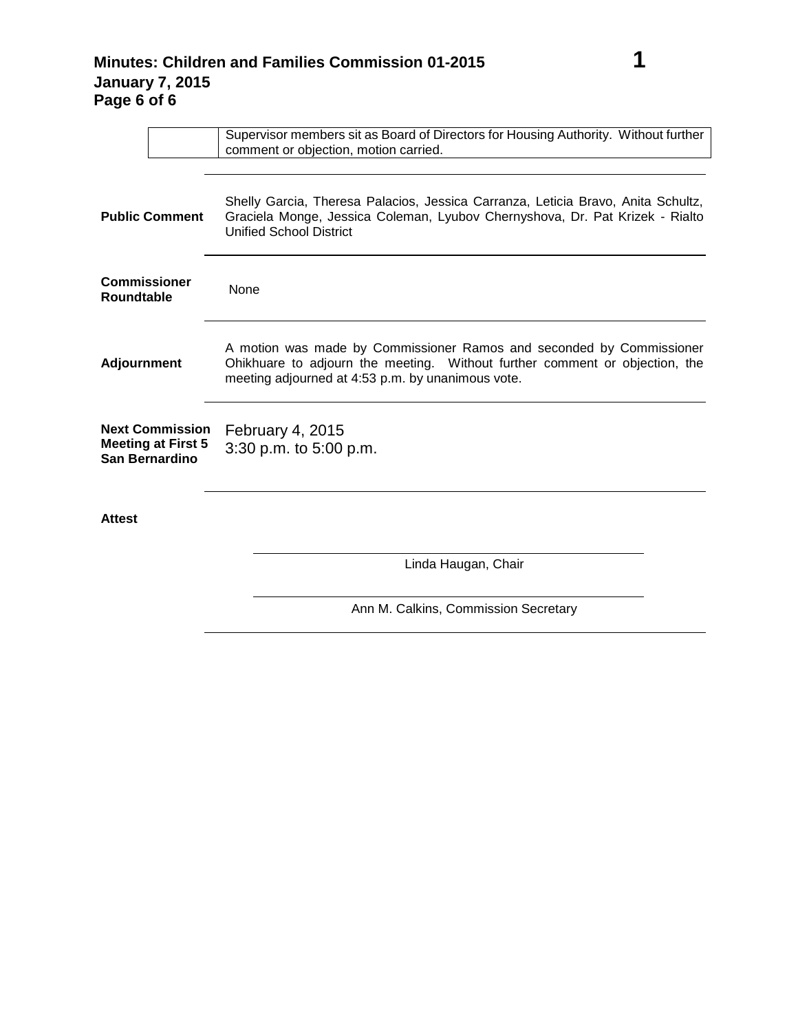| | |
|---|---|
| | Supervisor members sit as Board of Directors for Housing Authority. Without further comment or objection, motion carried. |

| | |
|---|---|
| **Public Comment** | Shelly Garcia, Theresa Palacios, Jessica Carranza, Leticia Bravo, Anita Schultz, Graciela Monge, Jessica Coleman, Lyubov Chernyshova, Dr. Pat Krizek - Rialto Unified School District |
| **Commissioner Roundtable** | None |
| **Adjournment** | A motion was made by Commissioner Ramos and seconded by Commissioner Ohikhuare to adjourn the meeting. Without further comment or objection, the meeting adjourned at 4:53 p.m. by unanimous vote. |
| **Next Commission Meeting at First 5 San Bernardino** | February 4, 2015<br>3:30 p.m. to 5:00 p.m. |

**Attest**

Linda Haugan, Chair

Ann M. Calkins, Commission Secretary